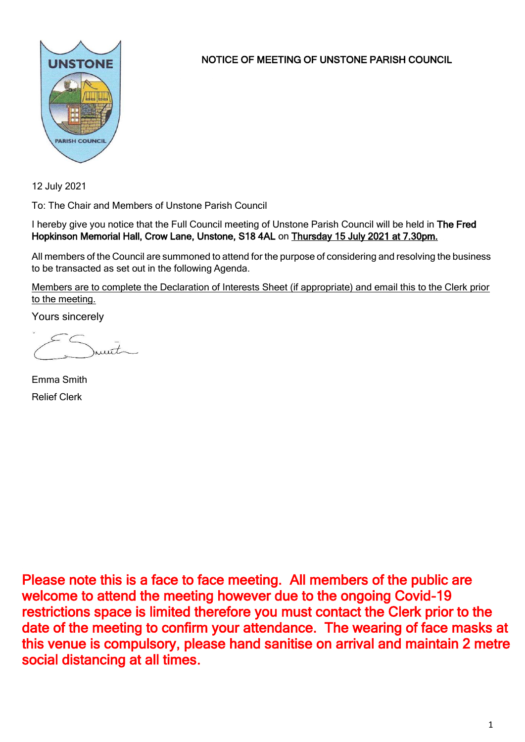# NOTICE OF MEETING OF UNSTONE PARISH COUNCIL

12 July 2021

To: The Chair and Members of Unstone Parish Council

I hereby give you notice that the Full Council meeting of Unstone Parish Council will be held in **The Fred Hopkinson Memorial Hall, Crow Lane, Unstone, S18 4AL** on **Thursday 15 July 2021 at 7.30pm.**

All members of the Council are summoned to attend for the purpose of considering and resolving the business to be transacted as set out in the following Agenda.

Members are to complete the Declaration of Interests Sheet (if appropriate) and email this to the Clerk prior to the meeting.

Yours sincerely

Emma Smith

Relief Clerk

**Please note this is a face to face meeting. All members of the public are welcome to attend the meeting however due to the ongoing Covid-19 restrictions space is limited therefore you must contact the Clerk prior to the date of the meeting to confirm your attendance. The wearing of face masks at this venue is compulsory, please hand sanitise on arrival and maintain 2 metre social distancing at all times.**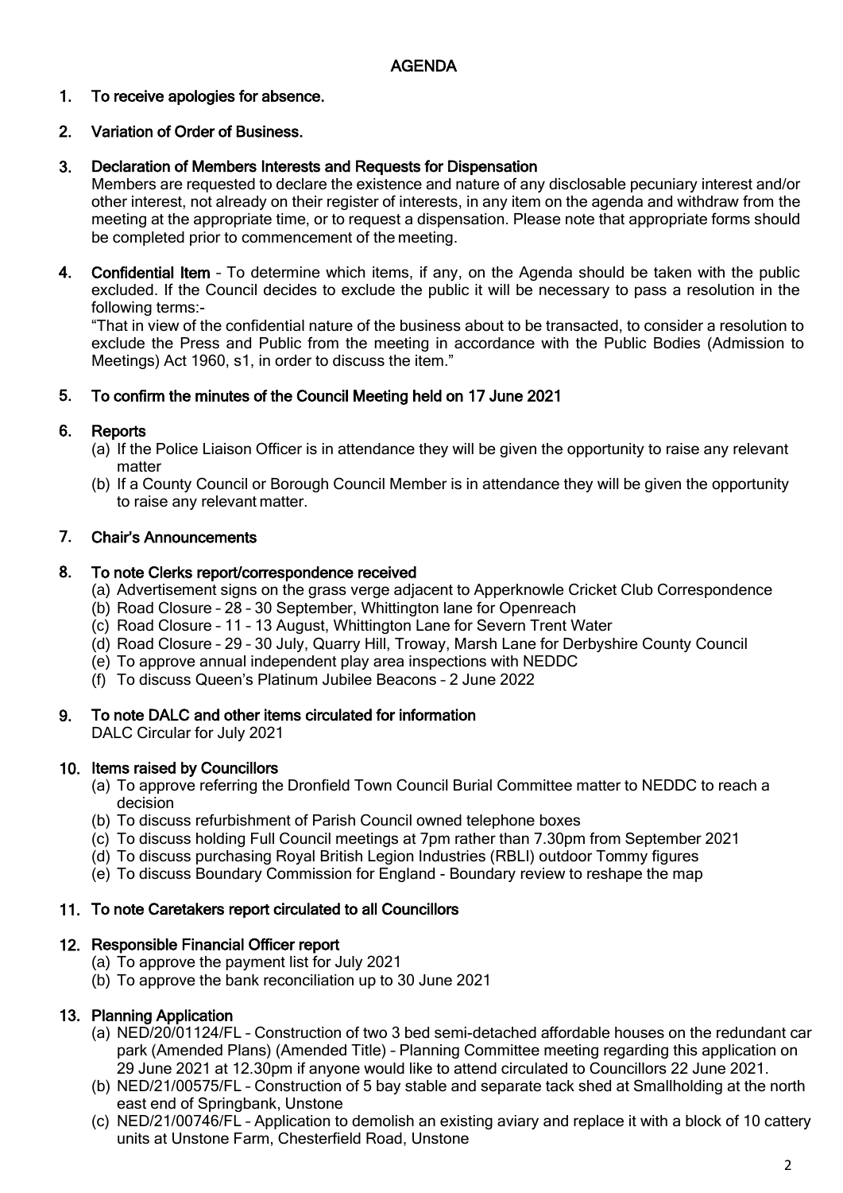# AGENDA

1. **To receive apologies for absence.**

2. **Variation of Order of Business.**

3. **Declaration of Members Interests and Requests for Dispensation**
   Members are requested to declare the existence and nature of any disclosable pecuniary interest and/or other interest, not already on their register of interests, in any item on the agenda and withdraw from the meeting at the appropriate time, or to request a dispensation. Please note that appropriate forms should be completed prior to commencement of the meeting.

4. **Confidential Item** – To determine which items, if any, on the Agenda should be taken with the public excluded. If the Council decides to exclude the public it will be necessary to pass a resolution in the following terms:-
   "That in view of the confidential nature of the business about to be transacted, to consider a resolution to exclude the Press and Public from the meeting in accordance with the Public Bodies (Admission to Meetings) Act 1960, s1, in order to discuss the item."

5. **To confirm the minutes of the Council Meeting held on 17 June 2021**

6. **Reports**
   (a) If the Police Liaison Officer is in attendance they will be given the opportunity to raise any relevant matter
   (b) If a County Council or Borough Council Member is in attendance they will be given the opportunity to raise any relevant matter.

7. **Chair's Announcements**

8. **To note Clerks report/correspondence received**
   (a) Advertisement signs on the grass verge adjacent to Apperknowle Cricket Club Correspondence
   (b) Road Closure – 28 – 30 September, Whittington lane for Openreach
   (c) Road Closure – 11 – 13 August, Whittington Lane for Severn Trent Water
   (d) Road Closure – 29 – 30 July, Quarry Hill, Troway, Marsh Lane for Derbyshire County Council
   (e) To approve annual independent play area inspections with NEDDC
   (f) To discuss Queen's Platinum Jubilee Beacons – 2 June 2022

9. **To note DALC and other items circulated for information**
   DALC Circular for July 2021

10. **Items raised by Councillors**
    (a) To approve referring the Dronfield Town Council Burial Committee matter to NEDDC to reach a decision
    (b) To discuss refurbishment of Parish Council owned telephone boxes
    (c) To discuss holding Full Council meetings at 7pm rather than 7.30pm from September 2021
    (d) To discuss purchasing Royal British Legion Industries (RBLI) outdoor Tommy figures
    (e) To discuss Boundary Commission for England - Boundary review to reshape the map

11. **To note Caretakers report circulated to all Councillors**

12. **Responsible Financial Officer report**
    (a) To approve the payment list for July 2021
    (b) To approve the bank reconciliation up to 30 June 2021

13. **Planning Application**
    (a) NED/20/01124/FL – Construction of two 3 bed semi-detached affordable houses on the redundant car park (Amended Plans) (Amended Title) – Planning Committee meeting regarding this application on 29 June 2021 at 12.30pm if anyone would like to attend circulated to Councillors 22 June 2021.
    (b) NED/21/00575/FL – Construction of 5 bay stable and separate tack shed at Smallholding at the north east end of Springbank, Unstone
    (c) NED/21/00746/FL – Application to demolish an existing aviary and replace it with a block of 10 cattery units at Unstone Farm, Chesterfield Road, Unstone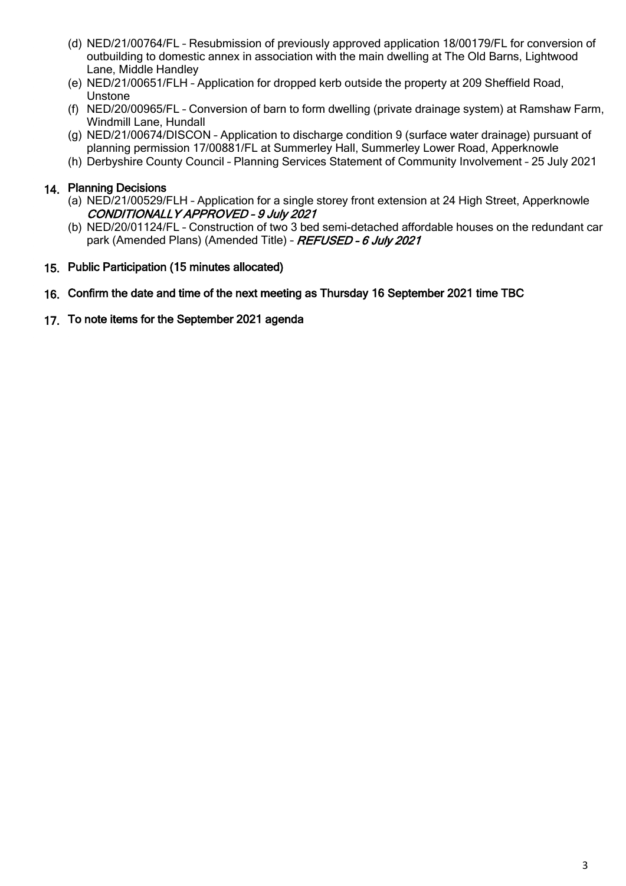(d) NED/21/00764/FL – Resubmission of previously approved application 18/00179/FL for conversion of outbuilding to domestic annex in association with the main dwelling at The Old Barns, Lightwood Lane, Middle Handley
(e) NED/21/00651/FLH – Application for dropped kerb outside the property at 209 Sheffield Road, Unstone
(f) NED/20/00965/FL – Conversion of barn to form dwelling (private drainage system) at Ramshaw Farm, Windmill Lane, Hundall
(g) NED/21/00674/DISCON – Application to discharge condition 9 (surface water drainage) pursuant of planning permission 17/00881/FL at Summerley Hall, Summerley Lower Road, Apperknowle
(h) Derbyshire County Council – Planning Services Statement of Community Involvement – 25 July 2021

**14. Planning Decisions**

(a) NED/21/00529/FLH – Application for a single storey front extension at 24 High Street, Apperknowle *CONDITIONALLY APPROVED – 9 July 2021*
(b) NED/20/01124/FL – Construction of two 3 bed semi-detached affordable houses on the redundant car park (Amended Plans) (Amended Title) – *REFUSED – 6 July 2021*

**15. Public Participation (15 minutes allocated)**

**16. Confirm the date and time of the next meeting as Thursday 16 September 2021 time TBC**

**17. To note items for the September 2021 agenda**